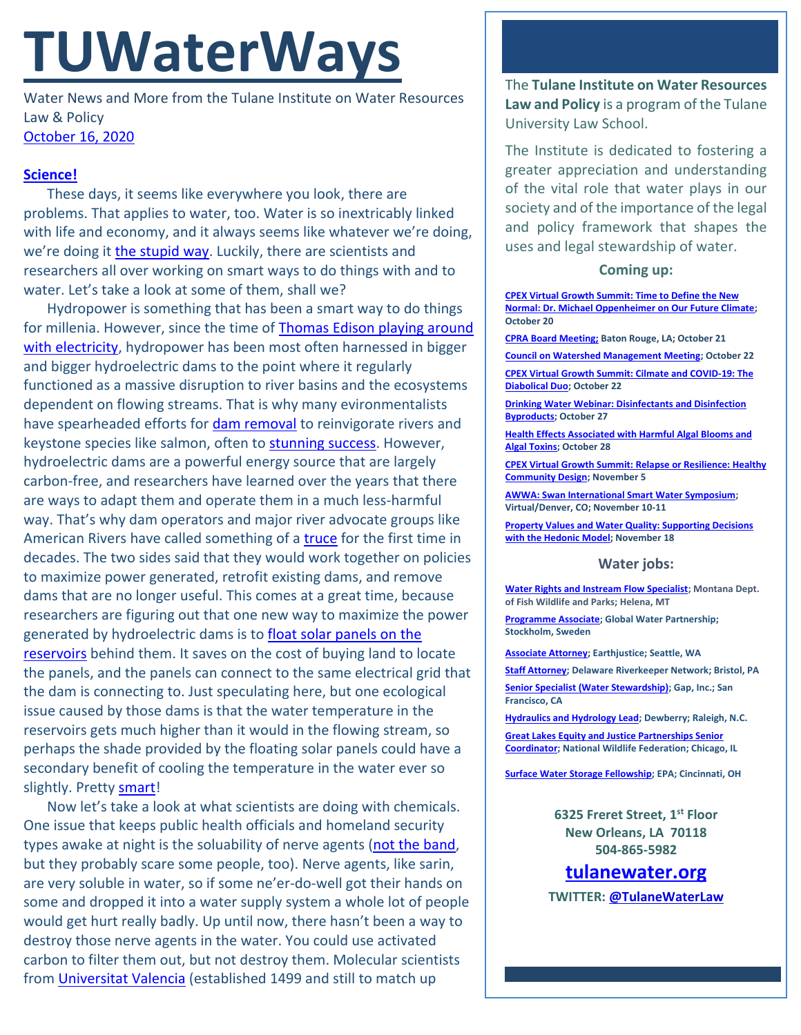# TUWaterWays

Water News and More from the Tulane Institute on Water Resources Law & Policy

October 16, 2020

**Science!**

These days, it seems like everywhere you look, there are problems. That applies to water, too. Water is so inextricably linked with life and economy, and it always seems like whatever we're doing, we're doing it the stupid way. Luckily, there are scientists and researchers all over working on smart ways to do things with and to water. Let's take a look at some of them, shall we?

Hydropower is something that has been a smart way to do things for millenia. However, since the time of Thomas Edison playing around with electricity, hydropower has been most often harnessed in bigger and bigger hydroelectric dams to the point where it regularly functioned as a massive disruption to river basins and the ecosystems dependent on flowing streams. That is why many evironmentalists have spearheaded efforts for dam removal to reinvigorate rivers and keystone species like salmon, often to stunning success. However, hydroelectric dams are a powerful energy source that are largely carbon-free, and researchers have learned over the years that there are ways to adapt them and operate them in a much less-harmful way. That's why dam operators and major river advocate groups like American Rivers have called something of a truce for the first time in decades. The two sides said that they would work together on policies to maximize power generated, retrofit existing dams, and remove dams that are no longer useful. This comes at a great time, because researchers are figuring out that one new way to maximize the power generated by hydroelectric dams is to float solar panels on the reservoirs behind them. It saves on the cost of buying land to locate the panels, and the panels can connect to the same electrical grid that the dam is connecting to. Just speculating here, but one ecological issue caused by those dams is that the water temperature in the reservoirs gets much higher than it would in the flowing stream, so perhaps the shade provided by the floating solar panels could have a secondary benefit of cooling the temperature in the water ever so slightly. Pretty smart!

Now let's take a look at what scientists are doing with chemicals. One issue that keeps public health officials and homeland security types awake at night is the soluability of nerve agents (not the band, but they probably scare some people, too). Nerve agents, like sarin, are very soluble in water, so if some ne'er-do-well got their hands on some and dropped it into a water supply system a whole lot of people would get hurt really badly. Up until now, there hasn't been a way to destroy those nerve agents in the water. You could use activated carbon to filter them out, but not destroy them. Molecular scientists from Universitat Valencia (established 1499 and still to match up

The **Tulane Institute on Water Resources Law and Policy** is a program of the Tulane University Law School.

The Institute is dedicated to fostering a greater appreciation and understanding of the vital role that water plays in our society and of the importance of the legal and policy framework that shapes the uses and legal stewardship of water.

### Coming up:

**CPEX Virtual Growth Summit: Time to Define the New Normal: Dr. Michael Oppenheimer on Our Future Climate; October 20**

**CPRA Board Meeting; Baton Rouge, LA; October 21**

**Council on Watershed Management Meeting; October 22**

**CPEX Virtual Growth Summit: Cilmate and COVID-19: The Diabolical Duo; October 22**

**Drinking Water Webinar: Disinfectants and Disinfection Byproducts; October 27**

**Health Effects Associated with Harmful Algal Blooms and Algal Toxins; October 28**

**CPEX Virtual Growth Summit: Relapse or Resilience: Healthy Community Design; November 5**

**AWWA: Swan International Smart Water Symposium; Virtual/Denver, CO; November 10-11**

**Property Values and Water Quality: Supporting Decisions with the Hedonic Model; November 18**

### Water jobs:

**Water Rights and Instream Flow Specialist; Montana Dept. of Fish Wildlife and Parks; Helena, MT**

**Programme Associate; Global Water Partnership; Stockholm, Sweden**

**Associate Attorney; Earthjustice; Seattle, WA**

**Staff Attorney; Delaware Riverkeeper Network; Bristol, PA**

**Senior Specialist (Water Stewardship); Gap, Inc.; San Francisco, CA**

**Hydraulics and Hydrology Lead; Dewberry; Raleigh, N.C.**

**Great Lakes Equity and Justice Partnerships Senior Coordinator; National Wildlife Federation; Chicago, IL**

**Surface Water Storage Fellowship; EPA; Cincinnati, OH**

**6325 Freret Street, 1st Floor**
**New Orleans, LA 70118**
**504-865-5982**

**tulanewater.org**

**TWITTER: @TulaneWaterLaw**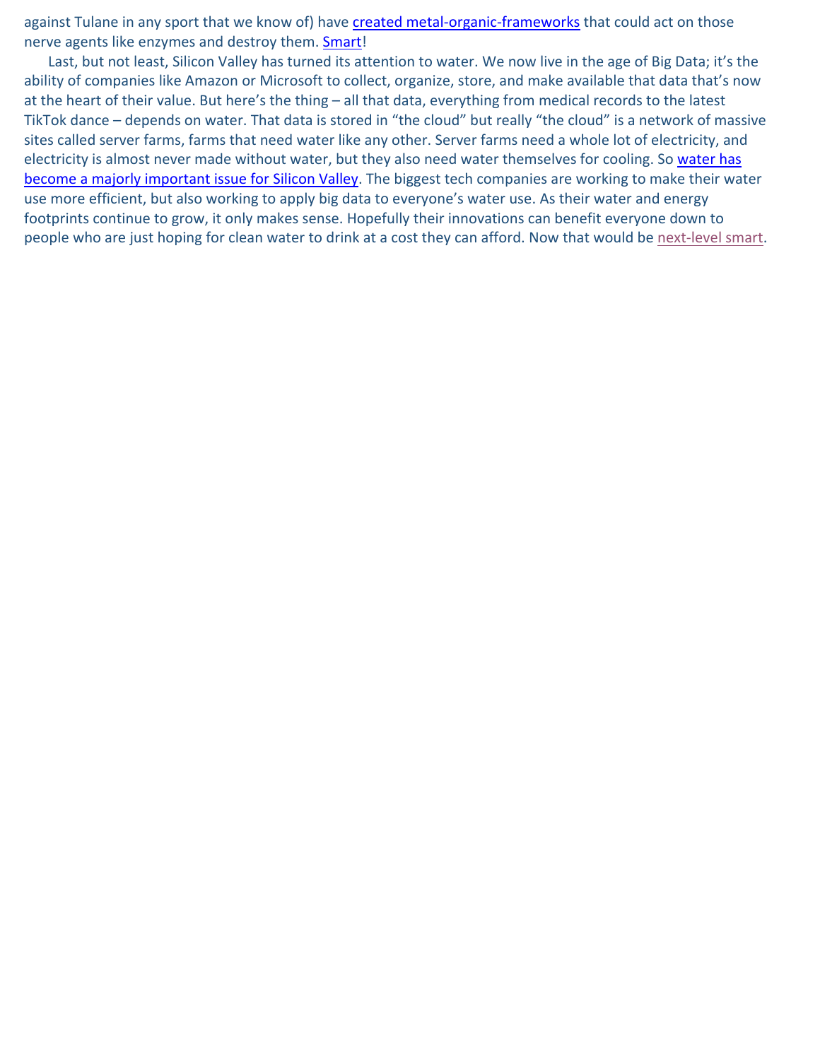against Tulane in any sport that we know of) have created metal-organic-frameworks that could act on those nerve agents like enzymes and destroy them. Smart!

Last, but not least, Silicon Valley has turned its attention to water. We now live in the age of Big Data; it's the ability of companies like Amazon or Microsoft to collect, organize, store, and make available that data that's now at the heart of their value. But here's the thing – all that data, everything from medical records to the latest TikTok dance – depends on water. That data is stored in "the cloud" but really "the cloud" is a network of massive sites called server farms, farms that need water like any other. Server farms need a whole lot of electricity, and electricity is almost never made without water, but they also need water themselves for cooling. So water has become a majorly important issue for Silicon Valley. The biggest tech companies are working to make their water use more efficient, but also working to apply big data to everyone's water use. As their water and energy footprints continue to grow, it only makes sense. Hopefully their innovations can benefit everyone down to people who are just hoping for clean water to drink at a cost they can afford. Now that would be next-level smart.